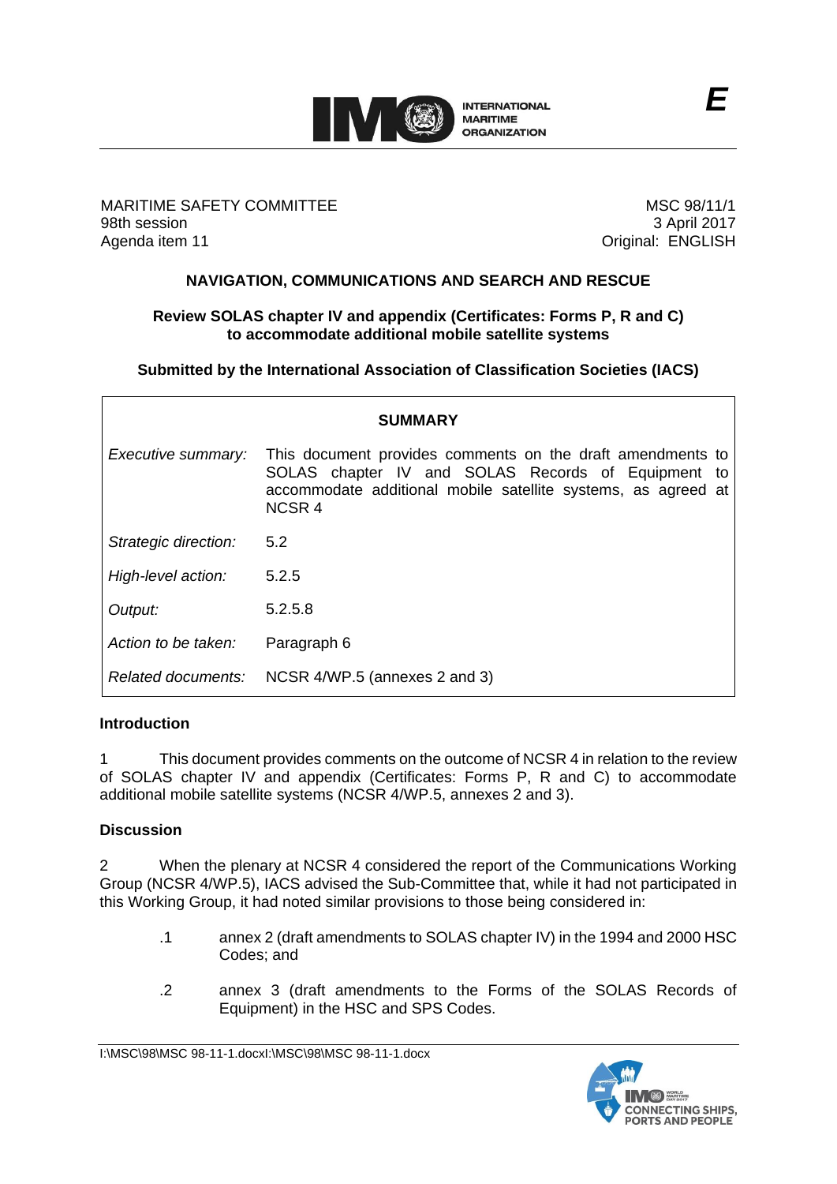**E**

MARITIME SAFETY COMMITTEE
98th session
Agenda item 11

MSC 98/11/1
3 April 2017
Original: ENGLISH

## NAVIGATION, COMMUNICATIONS AND SEARCH AND RESCUE

### Review SOLAS chapter IV and appendix (Certificates: Forms P, R and C) to accommodate additional mobile satellite systems

**Submitted by the International Association of Classification Societies (IACS)**

| SUMMARY | |
|---|---|
| *Executive summary:* | This document provides comments on the draft amendments to SOLAS chapter IV and SOLAS Records of Equipment to accommodate additional mobile satellite systems, as agreed at NCSR 4 |
| *Strategic direction:* | 5.2 |
| *High-level action:* | 5.2.5 |
| *Output:* | 5.2.5.8 |
| *Action to be taken:* | Paragraph 6 |
| *Related documents:* | NCSR 4/WP.5 (annexes 2 and 3) |

**Introduction**

1 This document provides comments on the outcome of NCSR 4 in relation to the review of SOLAS chapter IV and appendix (Certificates: Forms P, R and C) to accommodate additional mobile satellite systems (NCSR 4/WP.5, annexes 2 and 3).

**Discussion**

2 When the plenary at NCSR 4 considered the report of the Communications Working Group (NCSR 4/WP.5), IACS advised the Sub-Committee that, while it had not participated in this Working Group, it had noted similar provisions to those being considered in:

.1 annex 2 (draft amendments to SOLAS chapter IV) in the 1994 and 2000 HSC Codes; and

.2 annex 3 (draft amendments to the Forms of the SOLAS Records of Equipment) in the HSC and SPS Codes.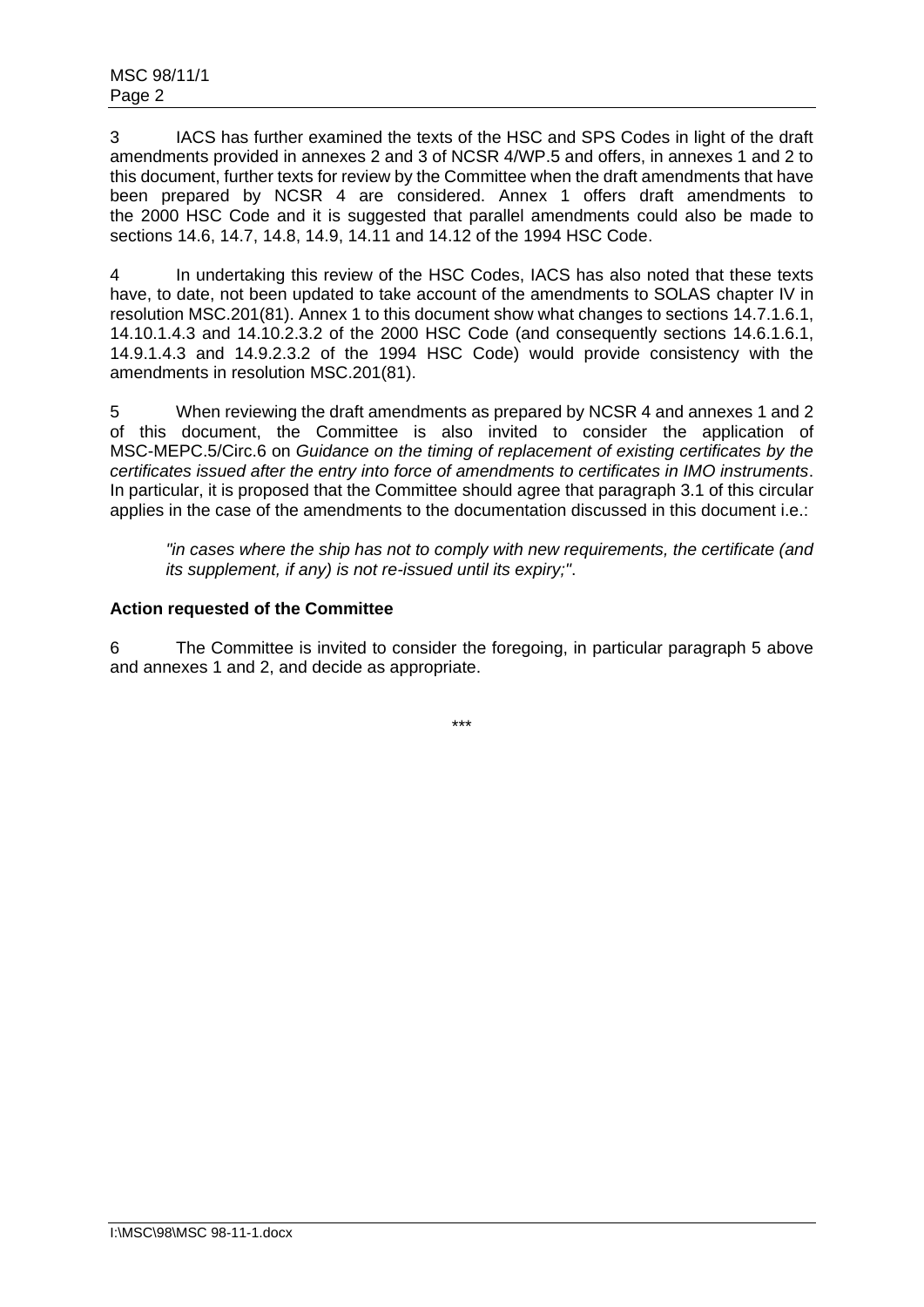3 IACS has further examined the texts of the HSC and SPS Codes in light of the draft amendments provided in annexes 2 and 3 of NCSR 4/WP.5 and offers, in annexes 1 and 2 to this document, further texts for review by the Committee when the draft amendments that have been prepared by NCSR 4 are considered. Annex 1 offers draft amendments to the 2000 HSC Code and it is suggested that parallel amendments could also be made to sections 14.6, 14.7, 14.8, 14.9, 14.11 and 14.12 of the 1994 HSC Code.

4 In undertaking this review of the HSC Codes, IACS has also noted that these texts have, to date, not been updated to take account of the amendments to SOLAS chapter IV in resolution MSC.201(81). Annex 1 to this document show what changes to sections 14.7.1.6.1, 14.10.1.4.3 and 14.10.2.3.2 of the 2000 HSC Code (and consequently sections 14.6.1.6.1, 14.9.1.4.3 and 14.9.2.3.2 of the 1994 HSC Code) would provide consistency with the amendments in resolution MSC.201(81).

5 When reviewing the draft amendments as prepared by NCSR 4 and annexes 1 and 2 of this document, the Committee is also invited to consider the application of MSC-MEPC.5/Circ.6 on *Guidance on the timing of replacement of existing certificates by the certificates issued after the entry into force of amendments to certificates in IMO instruments*. In particular, it is proposed that the Committee should agree that paragraph 3.1 of this circular applies in the case of the amendments to the documentation discussed in this document i.e.:

> *"in cases where the ship has not to comply with new requirements, the certificate (and its supplement, if any) is not re-issued until its expiry;"*.

**Action requested of the Committee**

6 The Committee is invited to consider the foregoing, in particular paragraph 5 above and annexes 1 and 2, and decide as appropriate.

\*\*\*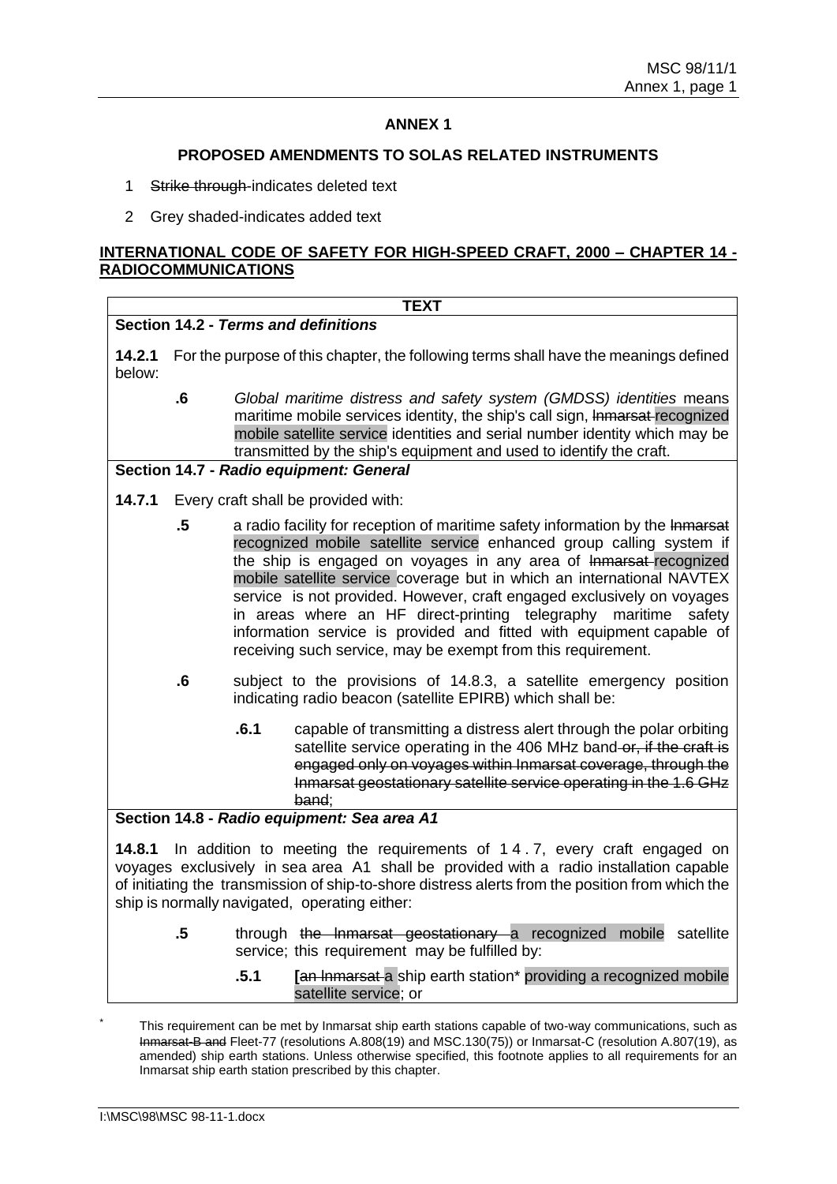## ANNEX 1

### PROPOSED AMENDMENTS TO SOLAS RELATED INSTRUMENTS

1 ~~Strike through~~ indicates deleted text

2 Grey shaded-indicates added text

**INTERNATIONAL CODE OF SAFETY FOR HIGH-SPEED CRAFT, 2000 – CHAPTER 14 - RADIOCOMMUNICATIONS**

**TEXT**

**Section 14.2 - *Terms and definitions***

**14.2.1** For the purpose of this chapter, the following terms shall have the meanings defined below:

**.6** *Global maritime distress and safety system (GMDSS) identities* means maritime mobile services identity, the ship's call sign, ~~Inmarsat~~ recognized mobile satellite service identities and serial number identity which may be transmitted by the ship's equipment and used to identify the craft.

**Section 14.7 - *Radio equipment: General***

**14.7.1** Every craft shall be provided with:

**.5** a radio facility for reception of maritime safety information by the ~~Inmarsat~~ recognized mobile satellite service enhanced group calling system if the ship is engaged on voyages in any area of ~~Inmarsat~~ recognized mobile satellite service coverage but in which an international NAVTEX service is not provided. However, craft engaged exclusively on voyages in areas where an HF direct-printing telegraphy maritime safety information service is provided and fitted with equipment capable of receiving such service, may be exempt from this requirement.

**.6** subject to the provisions of 14.8.3, a satellite emergency position indicating radio beacon (satellite EPIRB) which shall be:

**.6.1** capable of transmitting a distress alert through the polar orbiting satellite service operating in the 406 MHz band ~~or, if the craft is engaged only on voyages within Inmarsat coverage, through the Inmarsat geostationary satellite service operating in the 1.6 GHz band~~;

**Section 14.8 - *Radio equipment: Sea area A1***

**14.8.1** In addition to meeting the requirements of 14.7, every craft engaged on voyages exclusively in sea area A1 shall be provided with a radio installation capable of initiating the transmission of ship-to-shore distress alerts from the position from which the ship is normally navigated, operating either:

**.5** through ~~the Inmarsat geostationary~~ a recognized mobile satellite service; this requirement may be fulfilled by:

**.5.1** [~~an Inmarsat~~ a ship earth station* providing a recognized mobile satellite service; or

\* This requirement can be met by Inmarsat ship earth stations capable of two-way communications, such as ~~Inmarsat-B and~~ Fleet-77 (resolutions A.808(19) and MSC.130(75)) or Inmarsat-C (resolution A.807(19), as amended) ship earth stations. Unless otherwise specified, this footnote applies to all requirements for an Inmarsat ship earth station prescribed by this chapter.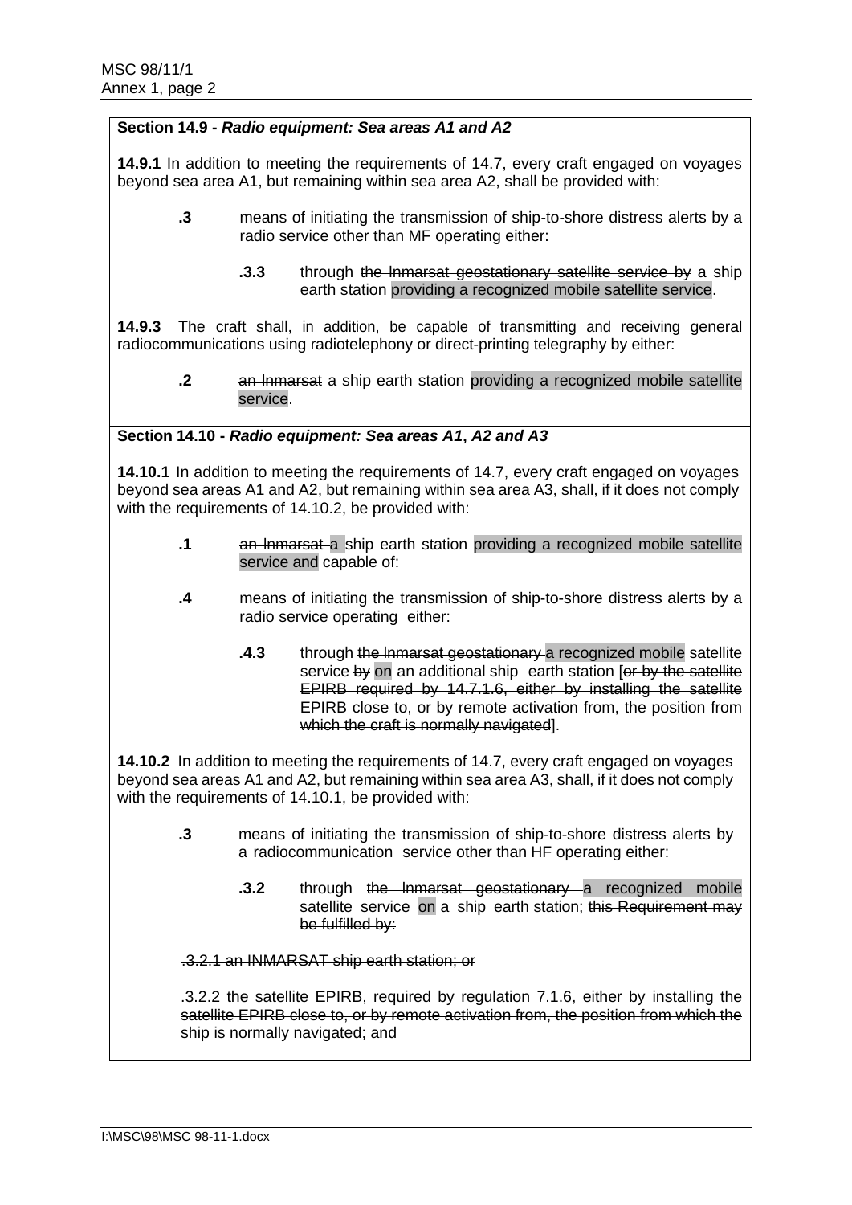**Section 14.9 -** ***Radio equipment: Sea areas A1 and A2***

**14.9.1** In addition to meeting the requirements of 14.7, every craft engaged on voyages beyond sea area A1, but remaining within sea area A2, shall be provided with:

> **.3** means of initiating the transmission of ship-to-shore distress alerts by a radio service other than MF operating either:
>
> > **.3.3** through ~~the Inmarsat geostationary satellite service by~~ a ship earth station providing a recognized mobile satellite service.

**14.9.3** The craft shall, in addition, be capable of transmitting and receiving general radiocommunications using radiotelephony or direct-printing telegraphy by either:

> **.2** ~~an Inmarsat~~ a ship earth station providing a recognized mobile satellite service.

**Section 14.10 -** ***Radio equipment: Sea areas A1*****,** ***A2 and A3***

**14.10.1** In addition to meeting the requirements of 14.7, every craft engaged on voyages beyond sea areas A1 and A2, but remaining within sea area A3, shall, if it does not comply with the requirements of 14.10.2, be provided with:

> **.1** ~~an Inmarsat~~ a ship earth station providing a recognized mobile satellite service and capable of:
>
> **.4** means of initiating the transmission of ship-to-shore distress alerts by a radio service operating either:
>
> > **.4.3** through ~~the Inmarsat geostationary~~ a recognized mobile satellite service ~~by~~ on an additional ship earth station [~~or by the satellite EPIRB required by 14.7.1.6, either by installing the satellite EPIRB close to, or by remote activation from, the position from which the craft is normally navigated~~].

**14.10.2** In addition to meeting the requirements of 14.7, every craft engaged on voyages beyond sea areas A1 and A2, but remaining within sea area A3, shall, if it does not comply with the requirements of 14.10.1, be provided with:

> **.3** means of initiating the transmission of ship-to-shore distress alerts by a radiocommunication service other than HF operating either:
>
> > **.3.2** through ~~the Inmarsat geostationary~~ a recognized mobile satellite service on a ship earth station; ~~this Requirement may be fulfilled by:~~
>
> ~~.3.2.1 an INMARSAT ship earth station; or~~
>
> ~~.3.2.2 the satellite EPIRB, required by regulation 7.1.6, either by installing the satellite EPIRB close to, or by remote activation from, the position from which the ship is normally navigated~~; and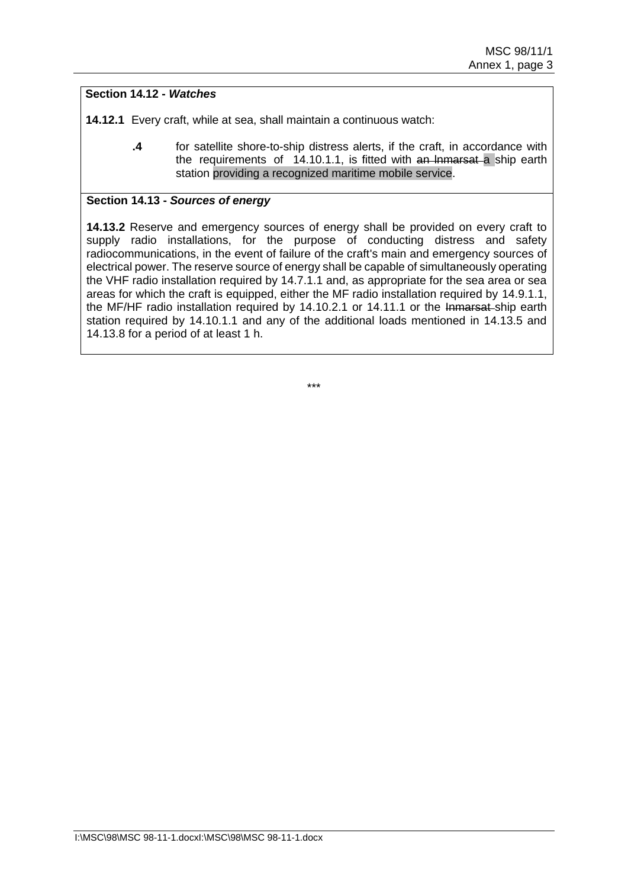**Section 14.12 - *Watches***

**14.12.1** Every craft, while at sea, shall maintain a continuous watch:

**.4** for satellite shore-to-ship distress alerts, if the craft, in accordance with the requirements of 14.10.1.1, is fitted with ~~an Inmarsat~~ a ship earth station providing a recognized maritime mobile service.

**Section 14.13 - *Sources of energy***

**14.13.2** Reserve and emergency sources of energy shall be provided on every craft to supply radio installations, for the purpose of conducting distress and safety radiocommunications, in the event of failure of the craft's main and emergency sources of electrical power. The reserve source of energy shall be capable of simultaneously operating the VHF radio installation required by 14.7.1.1 and, as appropriate for the sea area or sea areas for which the craft is equipped, either the MF radio installation required by 14.9.1.1, the MF/HF radio installation required by 14.10.2.1 or 14.11.1 or the ~~Inmarsat~~ ship earth station required by 14.10.1.1 and any of the additional loads mentioned in 14.13.5 and 14.13.8 for a period of at least 1 h.

***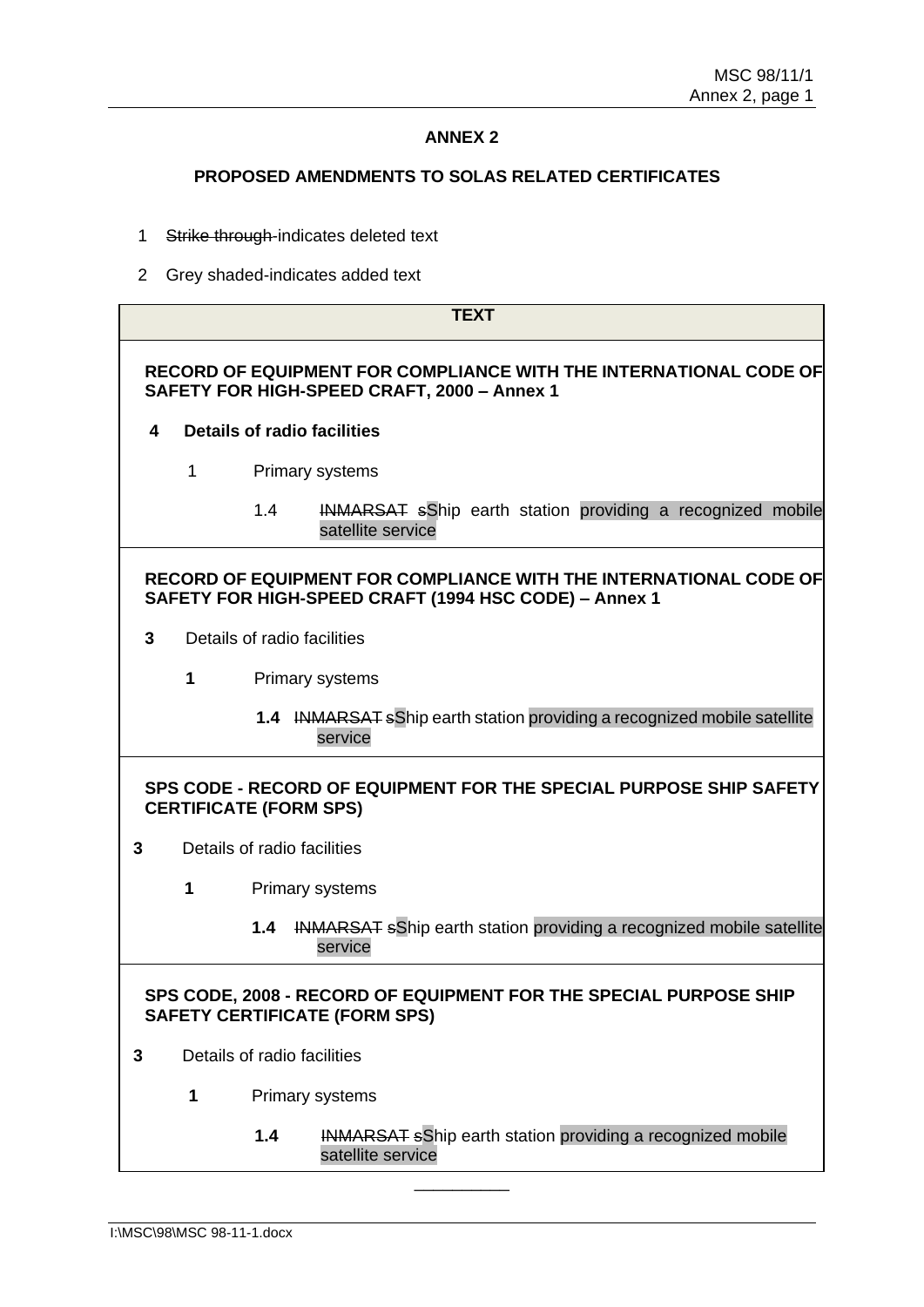# ANNEX 2

## PROPOSED AMENDMENTS TO SOLAS RELATED CERTIFICATES

1 ~~Strike through~~ indicates deleted text

2 Grey shaded-indicates added text

| TEXT |
|---|
| **RECORD OF EQUIPMENT FOR COMPLIANCE WITH THE INTERNATIONAL CODE OF SAFETY FOR HIGH-SPEED CRAFT, 2000 – Annex 1**<br><br>**4 Details of radio facilities**<br><br>1 Primary systems<br><br>1.4 ~~INMARSAT s~~Ship earth station providing a recognized mobile satellite service |
| **RECORD OF EQUIPMENT FOR COMPLIANCE WITH THE INTERNATIONAL CODE OF SAFETY FOR HIGH-SPEED CRAFT (1994 HSC CODE) – Annex 1**<br><br>**3** Details of radio facilities<br><br>**1** Primary systems<br><br>**1.4** ~~INMARSAT s~~Ship earth station providing a recognized mobile satellite service |
| **SPS CODE - RECORD OF EQUIPMENT FOR THE SPECIAL PURPOSE SHIP SAFETY CERTIFICATE (FORM SPS)**<br><br>**3** Details of radio facilities<br><br>**1** Primary systems<br><br>**1.4** ~~INMARSAT s~~Ship earth station providing a recognized mobile satellite service |
| **SPS CODE, 2008 - RECORD OF EQUIPMENT FOR THE SPECIAL PURPOSE SHIP SAFETY CERTIFICATE (FORM SPS)**<br><br>**3** Details of radio facilities<br><br>**1** Primary systems<br><br>**1.4** ~~INMARSAT s~~Ship earth station providing a recognized mobile satellite service |

___________